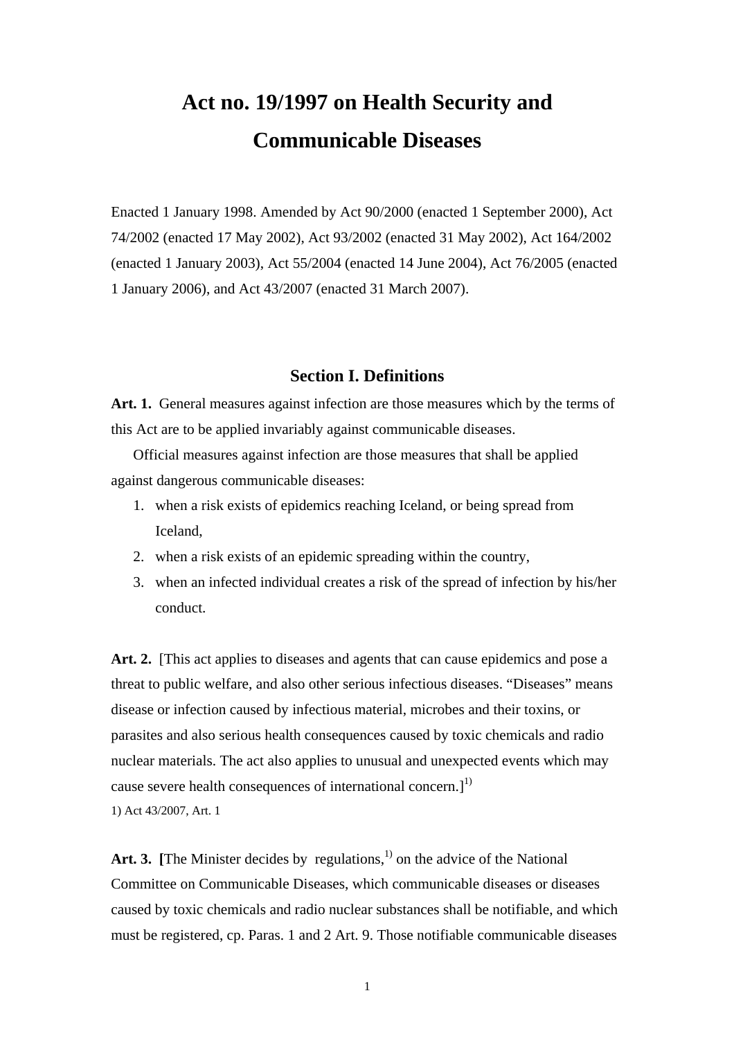# Act no. 19/1997 on Health Security and Communicable Diseases

Enacted 1 January 1998. Amended by Act 90/2000 (enacted 1 September 2000), Act 74/2002 (enacted 17 May 2002), Act 93/2002 (enacted 31 May 2002), Act 164/2002 (enacted 1 January 2003), Act 55/2004 (enacted 14 June 2004), Act 76/2005 (enacted 1 January 2006), and Act 43/2007 (enacted 31 March 2007).

## Section I. Definitions

**Art. 1.** General measures against infection are those measures which by the terms of this Act are to be applied invariably against communicable diseases.

Official measures against infection are those measures that shall be applied against dangerous communicable diseases:

1. when a risk exists of epidemics reaching Iceland, or being spread from Iceland,
2. when a risk exists of an epidemic spreading within the country,
3. when an infected individual creates a risk of the spread of infection by his/her conduct.

**Art. 2.** [This act applies to diseases and agents that can cause epidemics and pose a threat to public welfare, and also other serious infectious diseases. "Diseases" means disease or infection caused by infectious material, microbes and their toxins, or parasites and also serious health consequences caused by toxic chemicals and radio nuclear materials. The act also applies to unusual and unexpected events which may cause severe health consequences of international concern.][1)]

1) Act 43/2007, Art. 1

**Art. 3.** **[**The Minister decides by regulations,[1)] on the advice of the National Committee on Communicable Diseases, which communicable diseases or diseases caused by toxic chemicals and radio nuclear substances shall be notifiable, and which must be registered, cp. Paras. 1 and 2 Art. 9. Those notifiable communicable diseases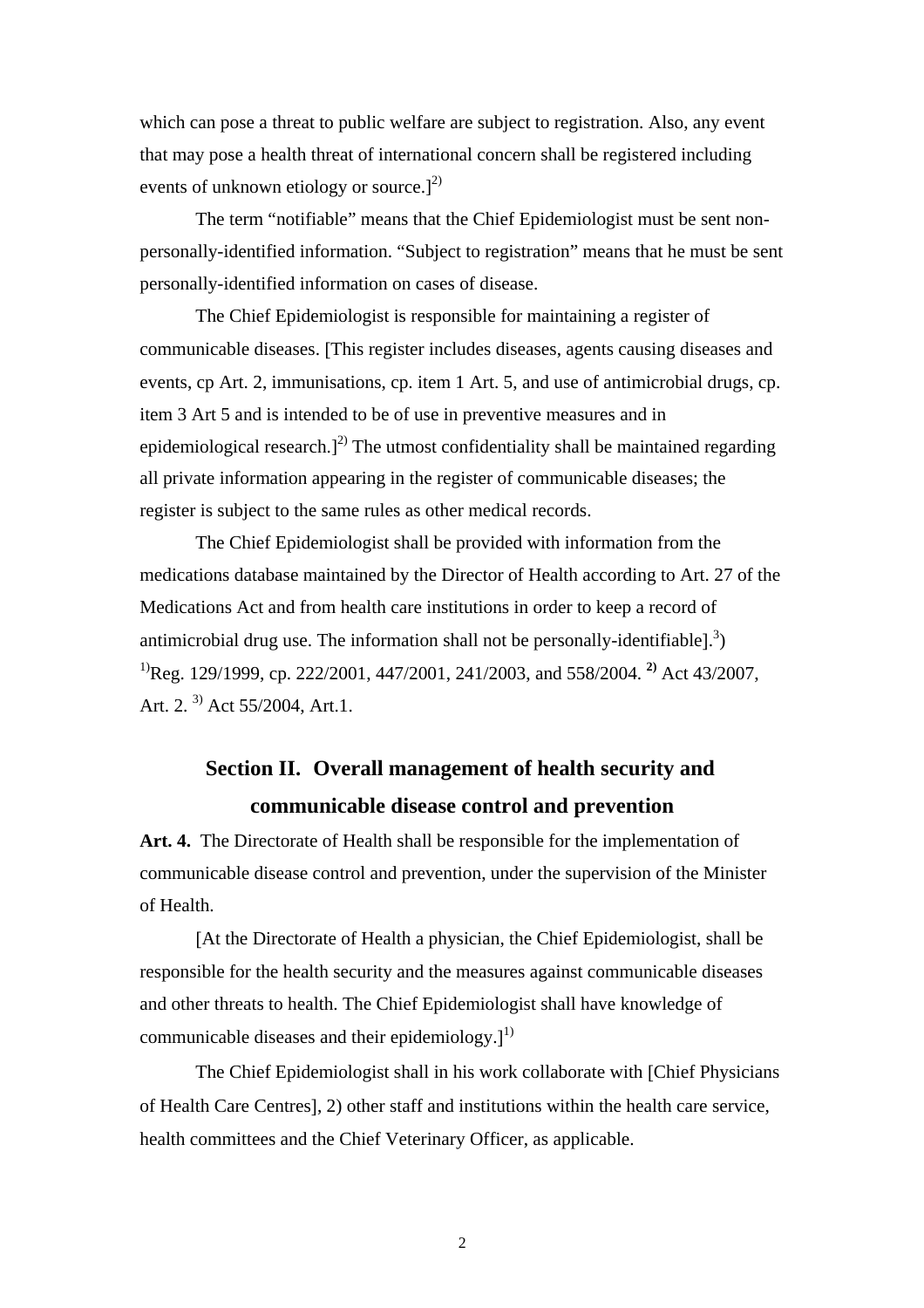which can pose a threat to public welfare are subject to registration. Also, any event that may pose a health threat of international concern shall be registered including events of unknown etiology or source.][2)]

The term "notifiable" means that the Chief Epidemiologist must be sent non-personally-identified information. "Subject to registration" means that he must be sent personally-identified information on cases of disease.

The Chief Epidemiologist is responsible for maintaining a register of communicable diseases. [This register includes diseases, agents causing diseases and events, cp Art. 2, immunisations, cp. item 1 Art. 5, and use of antimicrobial drugs, cp. item 3 Art 5 and is intended to be of use in preventive measures and in epidemiological research.][2)] The utmost confidentiality shall be maintained regarding all private information appearing in the register of communicable diseases; the register is subject to the same rules as other medical records.

The Chief Epidemiologist shall be provided with information from the medications database maintained by the Director of Health according to Art. 27 of the Medications Act and from health care institutions in order to keep a record of antimicrobial drug use. The information shall not be personally-identifiable].[3])

[1)]Reg. 129/1999, cp. 222/2001, 447/2001, 241/2003, and 558/2004. **[2)]** Act 43/2007, Art. 2. [3)] Act 55/2004, Art.1.

## Section II. Overall management of health security and communicable disease control and prevention

**Art. 4.** The Directorate of Health shall be responsible for the implementation of communicable disease control and prevention, under the supervision of the Minister of Health.

[At the Directorate of Health a physician, the Chief Epidemiologist, shall be responsible for the health security and the measures against communicable diseases and other threats to health. The Chief Epidemiologist shall have knowledge of communicable diseases and their epidemiology.][1)]

The Chief Epidemiologist shall in his work collaborate with [Chief Physicians of Health Care Centres], 2) other staff and institutions within the health care service, health committees and the Chief Veterinary Officer, as applicable.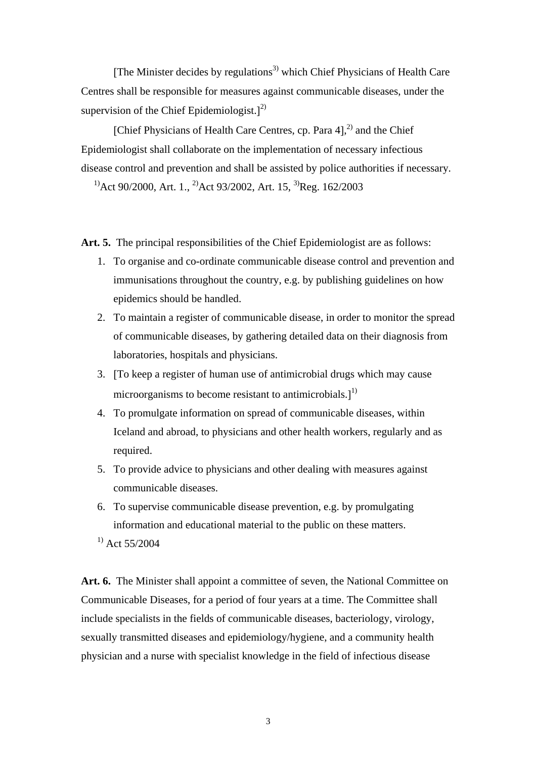[The Minister decides by regulations[3] which Chief Physicians of Health Care Centres shall be responsible for measures against communicable diseases, under the supervision of the Chief Epidemiologist.][2]

[Chief Physicians of Health Care Centres, cp. Para 4],[2] and the Chief Epidemiologist shall collaborate on the implementation of necessary infectious disease control and prevention and shall be assisted by police authorities if necessary.

[1]Act 90/2000, Art. 1., [2]Act 93/2002, Art. 15, [3]Reg. 162/2003

**Art. 5.** The principal responsibilities of the Chief Epidemiologist are as follows:

1. To organise and co-ordinate communicable disease control and prevention and immunisations throughout the country, e.g. by publishing guidelines on how epidemics should be handled.
2. To maintain a register of communicable disease, in order to monitor the spread of communicable diseases, by gathering detailed data on their diagnosis from laboratories, hospitals and physicians.
3. [To keep a register of human use of antimicrobial drugs which may cause microorganisms to become resistant to antimicrobials.][1]
4. To promulgate information on spread of communicable diseases, within Iceland and abroad, to physicians and other health workers, regularly and as required.
5. To provide advice to physicians and other dealing with measures against communicable diseases.
6. To supervise communicable disease prevention, e.g. by promulgating information and educational material to the public on these matters.

[1] Act 55/2004

**Art. 6.** The Minister shall appoint a committee of seven, the National Committee on Communicable Diseases, for a period of four years at a time. The Committee shall include specialists in the fields of communicable diseases, bacteriology, virology, sexually transmitted diseases and epidemiology/hygiene, and a community health physician and a nurse with specialist knowledge in the field of infectious disease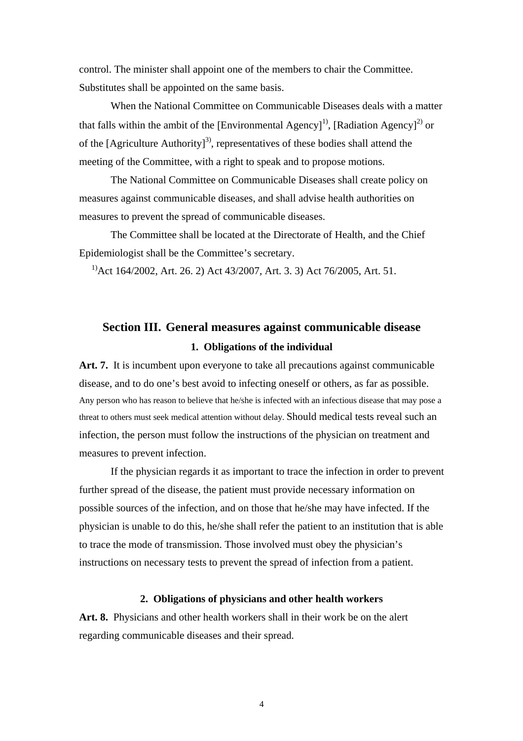control. The minister shall appoint one of the members to chair the Committee. Substitutes shall be appointed on the same basis.

When the National Committee on Communicable Diseases deals with a matter that falls within the ambit of the [Environmental Agency][1)], [Radiation Agency][2)] or of the [Agriculture Authority][3)], representatives of these bodies shall attend the meeting of the Committee, with a right to speak and to propose motions.

The National Committee on Communicable Diseases shall create policy on measures against communicable diseases, and shall advise health authorities on measures to prevent the spread of communicable diseases.

The Committee shall be located at the Directorate of Health, and the Chief Epidemiologist shall be the Committee's secretary.

[1)]Act 164/2002, Art. 26. 2) Act 43/2007, Art. 3. 3) Act 76/2005, Art. 51.

## Section III. General measures against communicable disease

### 1. Obligations of the individual

**Art. 7.** It is incumbent upon everyone to take all precautions against communicable disease, and to do one's best avoid to infecting oneself or others, as far as possible. Any person who has reason to believe that he/she is infected with an infectious disease that may pose a threat to others must seek medical attention without delay. Should medical tests reveal such an infection, the person must follow the instructions of the physician on treatment and measures to prevent infection.

If the physician regards it as important to trace the infection in order to prevent further spread of the disease, the patient must provide necessary information on possible sources of the infection, and on those that he/she may have infected. If the physician is unable to do this, he/she shall refer the patient to an institution that is able to trace the mode of transmission. Those involved must obey the physician's instructions on necessary tests to prevent the spread of infection from a patient.

### 2. Obligations of physicians and other health workers

**Art. 8.** Physicians and other health workers shall in their work be on the alert regarding communicable diseases and their spread.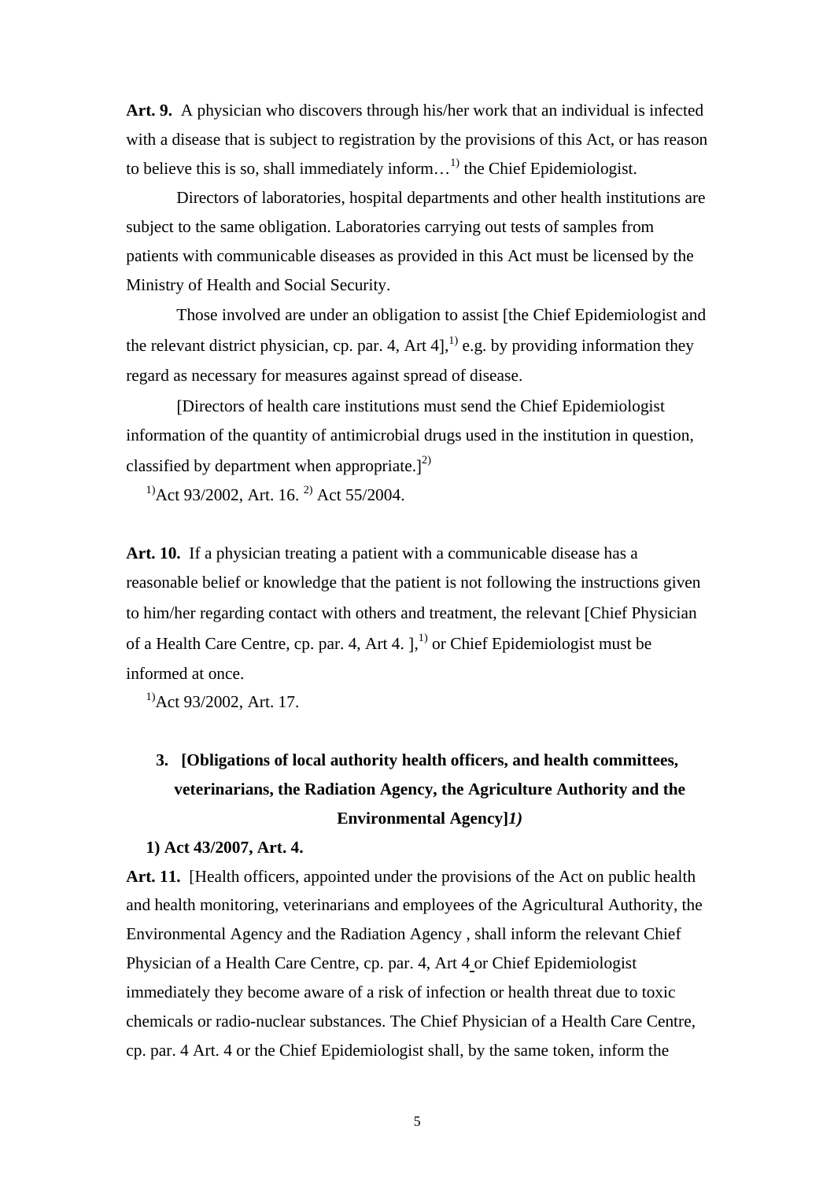**Art. 9.** A physician who discovers through his/her work that an individual is infected with a disease that is subject to registration by the provisions of this Act, or has reason to believe this is so, shall immediately inform…[1)] the Chief Epidemiologist.

Directors of laboratories, hospital departments and other health institutions are subject to the same obligation. Laboratories carrying out tests of samples from patients with communicable diseases as provided in this Act must be licensed by the Ministry of Health and Social Security.

Those involved are under an obligation to assist [the Chief Epidemiologist and the relevant district physician, cp. par. 4, Art 4],[1)] e.g. by providing information they regard as necessary for measures against spread of disease.

[Directors of health care institutions must send the Chief Epidemiologist information of the quantity of antimicrobial drugs used in the institution in question, classified by department when appropriate.][2)]

[1)]Act 93/2002, Art. 16. [2)] Act 55/2004.

**Art. 10.** If a physician treating a patient with a communicable disease has a reasonable belief or knowledge that the patient is not following the instructions given to him/her regarding contact with others and treatment, the relevant [Chief Physician of a Health Care Centre, cp. par. 4, Art 4. ],[1)] or Chief Epidemiologist must be informed at once.

[1)]Act 93/2002, Art. 17.

## 3. [Obligations of local authority health officers, and health committees, veterinarians, the Radiation Agency, the Agriculture Authority and the Environmental Agency]*1)*

**1) Act 43/2007, Art. 4.**

**Art. 11.** [Health officers, appointed under the provisions of the Act on public health and health monitoring, veterinarians and employees of the Agricultural Authority, the Environmental Agency and the Radiation Agency , shall inform the relevant Chief Physician of a Health Care Centre, cp. par. 4, Art 4 or Chief Epidemiologist immediately they become aware of a risk of infection or health threat due to toxic chemicals or radio-nuclear substances. The Chief Physician of a Health Care Centre, cp. par. 4 Art. 4 or the Chief Epidemiologist shall, by the same token, inform the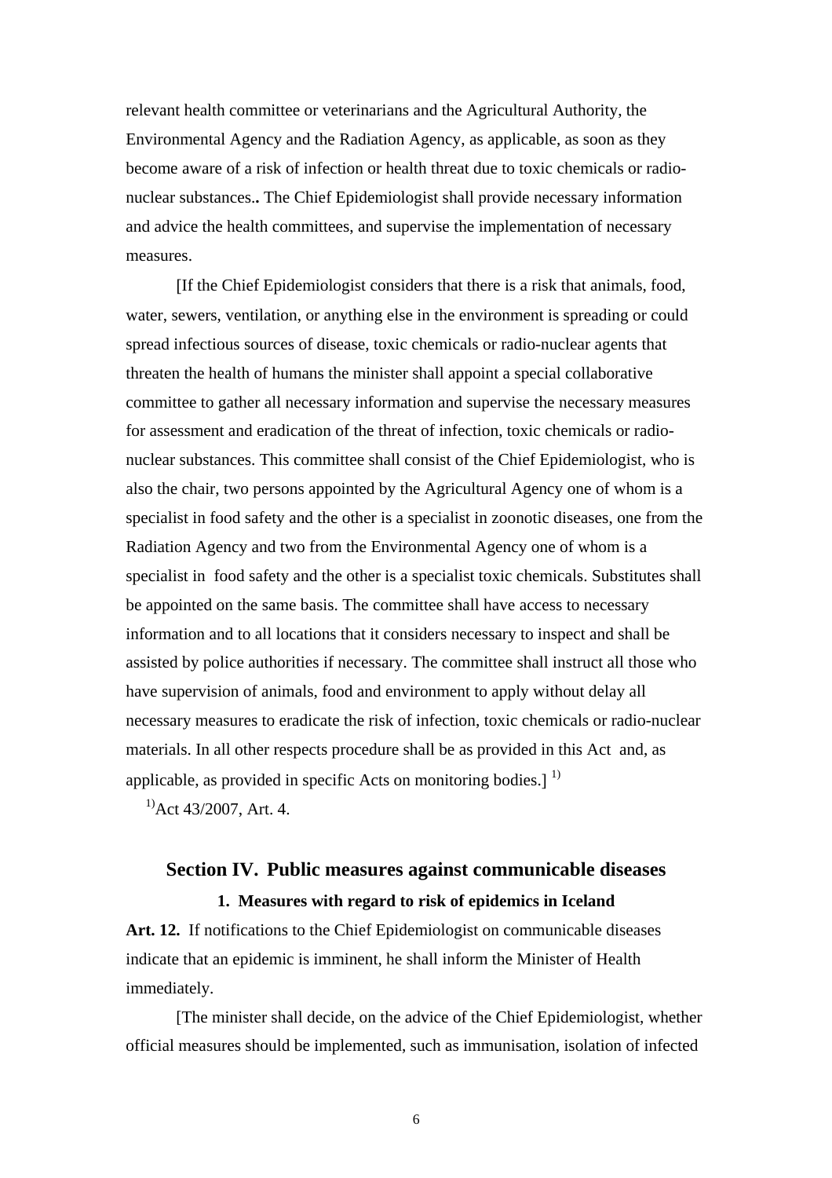relevant health committee or veterinarians and the Agricultural Authority, the Environmental Agency and the Radiation Agency, as applicable, as soon as they become aware of a risk of infection or health threat due to toxic chemicals or radio-nuclear substances**.** The Chief Epidemiologist shall provide necessary information and advice the health committees, and supervise the implementation of necessary measures.

[If the Chief Epidemiologist considers that there is a risk that animals, food, water, sewers, ventilation, or anything else in the environment is spreading or could spread infectious sources of disease, toxic chemicals or radio-nuclear agents that threaten the health of humans the minister shall appoint a special collaborative committee to gather all necessary information and supervise the necessary measures for assessment and eradication of the threat of infection, toxic chemicals or radio-nuclear substances. This committee shall consist of the Chief Epidemiologist, who is also the chair, two persons appointed by the Agricultural Agency one of whom is a specialist in food safety and the other is a specialist in zoonotic diseases, one from the Radiation Agency and two from the Environmental Agency one of whom is a specialist in food safety and the other is a specialist toxic chemicals. Substitutes shall be appointed on the same basis. The committee shall have access to necessary information and to all locations that it considers necessary to inspect and shall be assisted by police authorities if necessary. The committee shall instruct all those who have supervision of animals, food and environment to apply without delay all necessary measures to eradicate the risk of infection, toxic chemicals or radio-nuclear materials. In all other respects procedure shall be as provided in this Act and, as applicable, as provided in specific Acts on monitoring bodies.] [1)]

[1)]Act 43/2007, Art. 4.

## Section IV. Public measures against communicable diseases

### 1. Measures with regard to risk of epidemics in Iceland

**Art. 12.** If notifications to the Chief Epidemiologist on communicable diseases indicate that an epidemic is imminent, he shall inform the Minister of Health immediately.

[The minister shall decide, on the advice of the Chief Epidemiologist, whether official measures should be implemented, such as immunisation, isolation of infected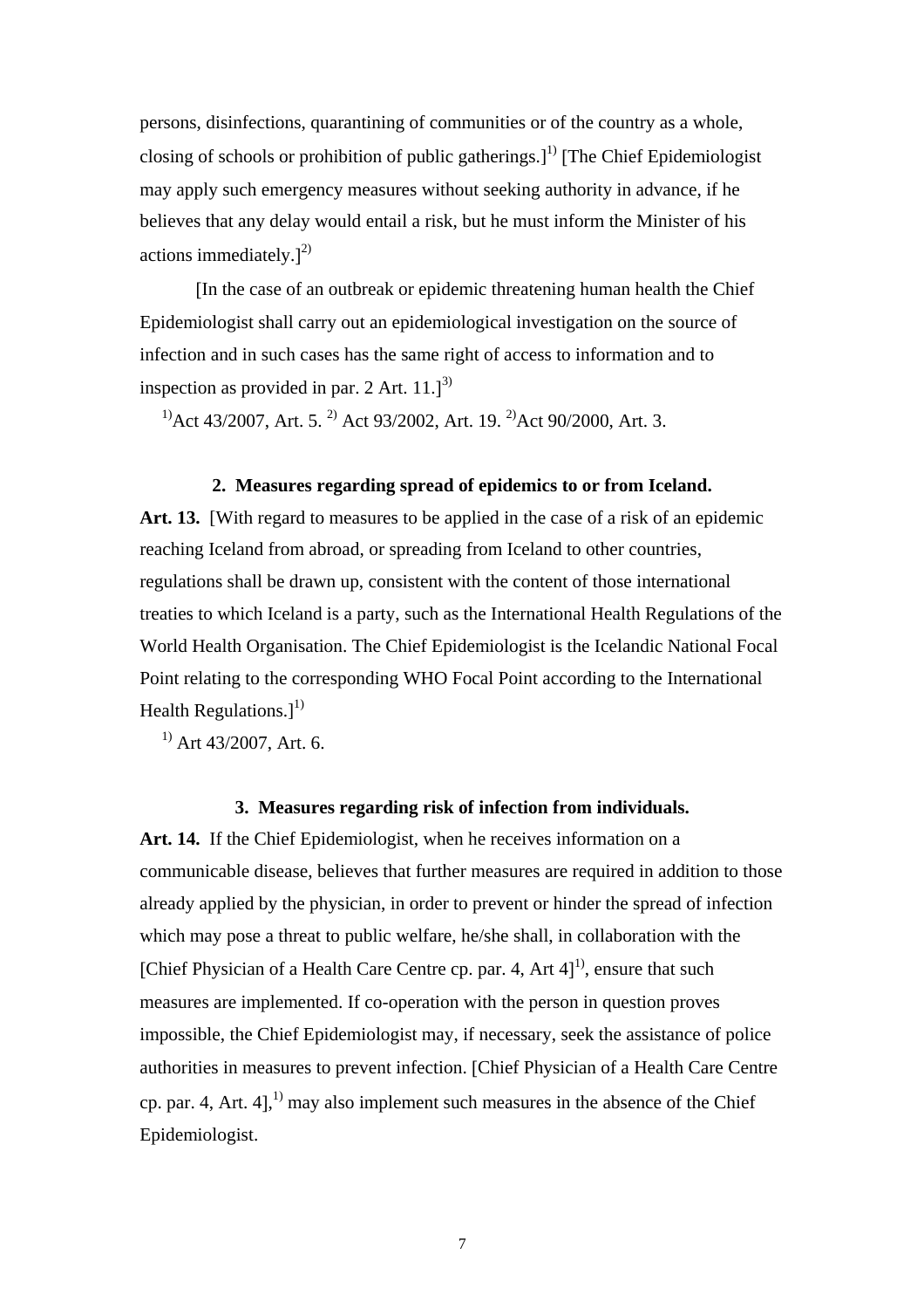persons, disinfections, quarantining of communities or of the country as a whole, closing of schools or prohibition of public gatherings.][1)] [The Chief Epidemiologist may apply such emergency measures without seeking authority in advance, if he believes that any delay would entail a risk, but he must inform the Minister of his actions immediately.][2)]

[In the case of an outbreak or epidemic threatening human health the Chief Epidemiologist shall carry out an epidemiological investigation on the source of infection and in such cases has the same right of access to information and to inspection as provided in par. 2 Art. 11.][3)]

[1)]Act 43/2007, Art. 5. [2)] Act 93/2002, Art. 19. [2)]Act 90/2000, Art. 3.

**2. Measures regarding spread of epidemics to or from Iceland.**

**Art. 13.** [With regard to measures to be applied in the case of a risk of an epidemic reaching Iceland from abroad, or spreading from Iceland to other countries, regulations shall be drawn up, consistent with the content of those international treaties to which Iceland is a party, such as the International Health Regulations of the World Health Organisation. The Chief Epidemiologist is the Icelandic National Focal Point relating to the corresponding WHO Focal Point according to the International Health Regulations.][1)]

[1)] Art 43/2007, Art. 6.

**3. Measures regarding risk of infection from individuals.**

**Art. 14.** If the Chief Epidemiologist, when he receives information on a communicable disease, believes that further measures are required in addition to those already applied by the physician, in order to prevent or hinder the spread of infection which may pose a threat to public welfare, he/she shall, in collaboration with the [Chief Physician of a Health Care Centre cp. par. 4, Art 4][1)], ensure that such measures are implemented. If co-operation with the person in question proves impossible, the Chief Epidemiologist may, if necessary, seek the assistance of police authorities in measures to prevent infection. [Chief Physician of a Health Care Centre cp. par. 4, Art. 4],[1)] may also implement such measures in the absence of the Chief Epidemiologist.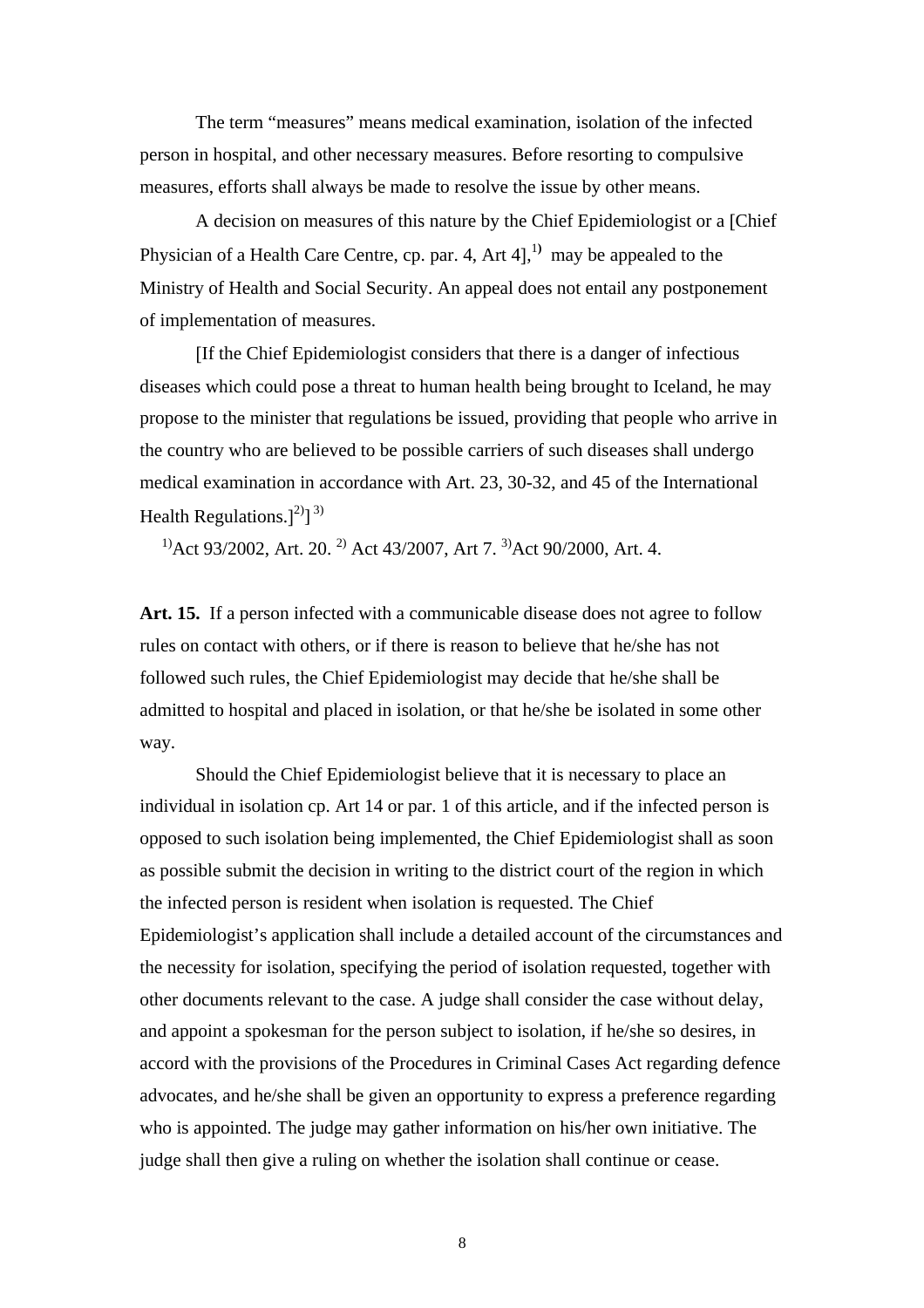The term “measures” means medical examination, isolation of the infected person in hospital, and other necessary measures. Before resorting to compulsive measures, efforts shall always be made to resolve the issue by other means.

A decision on measures of this nature by the Chief Epidemiologist or a [Chief Physician of a Health Care Centre, cp. par. 4, Art 4],[1] may be appealed to the Ministry of Health and Social Security. An appeal does not entail any postponement of implementation of measures.

[If the Chief Epidemiologist considers that there is a danger of infectious diseases which could pose a threat to human health being brought to Iceland, he may propose to the minister that regulations be issued, providing that people who arrive in the country who are believed to be possible carriers of such diseases shall undergo medical examination in accordance with Art. 23, 30-32, and 45 of the International Health Regulations.][2]][3]

[1]Act 93/2002, Art. 20. [2] Act 43/2007, Art 7. [3]Act 90/2000, Art. 4.

**Art. 15.** If a person infected with a communicable disease does not agree to follow rules on contact with others, or if there is reason to believe that he/she has not followed such rules, the Chief Epidemiologist may decide that he/she shall be admitted to hospital and placed in isolation, or that he/she be isolated in some other way.

Should the Chief Epidemiologist believe that it is necessary to place an individual in isolation cp. Art 14 or par. 1 of this article, and if the infected person is opposed to such isolation being implemented, the Chief Epidemiologist shall as soon as possible submit the decision in writing to the district court of the region in which the infected person is resident when isolation is requested. The Chief Epidemiologist’s application shall include a detailed account of the circumstances and the necessity for isolation, specifying the period of isolation requested, together with other documents relevant to the case. A judge shall consider the case without delay, and appoint a spokesman for the person subject to isolation, if he/she so desires, in accord with the provisions of the Procedures in Criminal Cases Act regarding defence advocates, and he/she shall be given an opportunity to express a preference regarding who is appointed. The judge may gather information on his/her own initiative. The judge shall then give a ruling on whether the isolation shall continue or cease.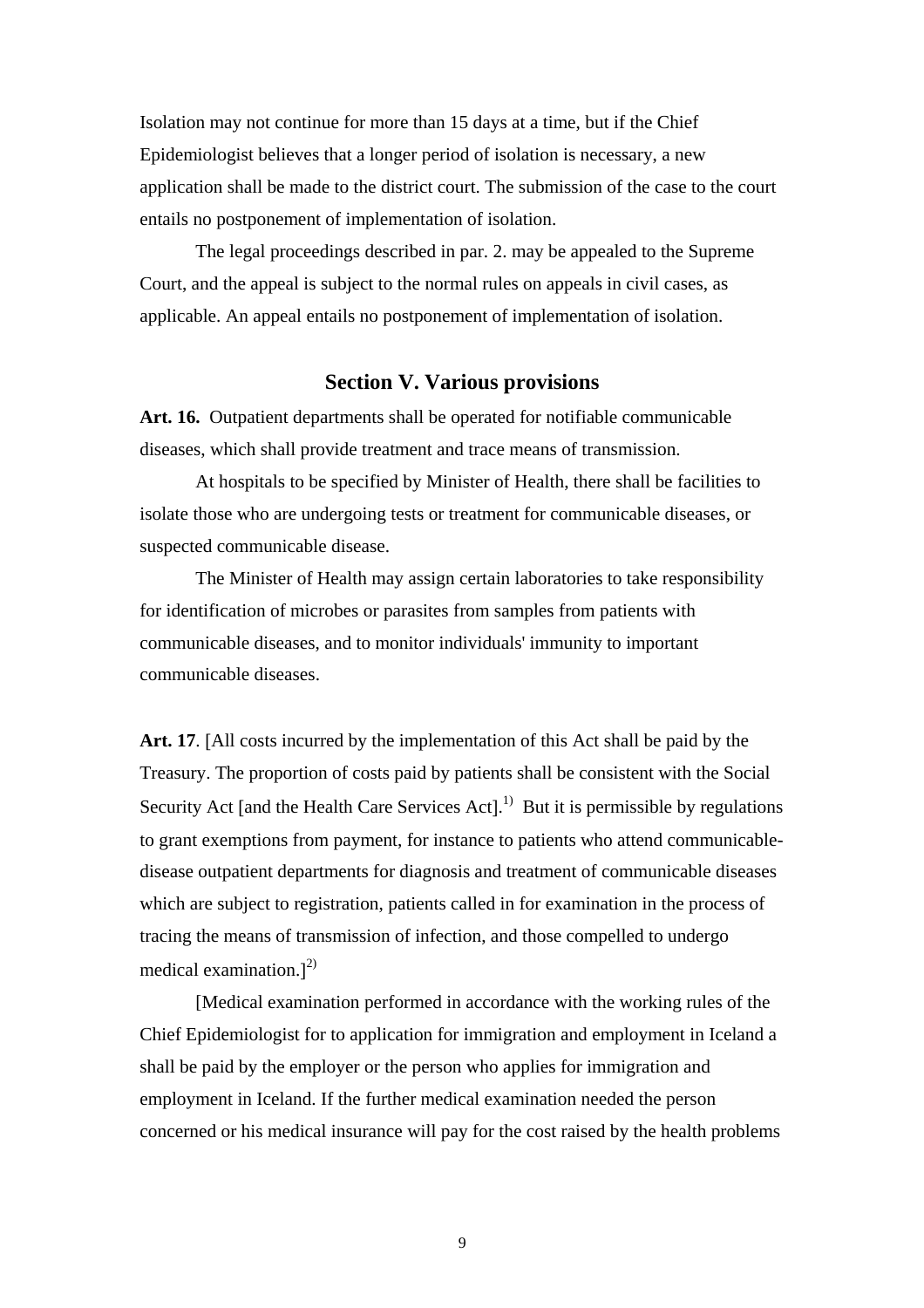Isolation may not continue for more than 15 days at a time, but if the Chief Epidemiologist believes that a longer period of isolation is necessary, a new application shall be made to the district court. The submission of the case to the court entails no postponement of implementation of isolation.

The legal proceedings described in par. 2. may be appealed to the Supreme Court, and the appeal is subject to the normal rules on appeals in civil cases, as applicable. An appeal entails no postponement of implementation of isolation.

## Section V. Various provisions

**Art. 16.** Outpatient departments shall be operated for notifiable communicable diseases, which shall provide treatment and trace means of transmission.

At hospitals to be specified by Minister of Health, there shall be facilities to isolate those who are undergoing tests or treatment for communicable diseases, or suspected communicable disease.

The Minister of Health may assign certain laboratories to take responsibility for identification of microbes or parasites from samples from patients with communicable diseases, and to monitor individuals' immunity to important communicable diseases.

**Art. 17**. [All costs incurred by the implementation of this Act shall be paid by the Treasury. The proportion of costs paid by patients shall be consistent with the Social Security Act [and the Health Care Services Act].[1)] But it is permissible by regulations to grant exemptions from payment, for instance to patients who attend communicable-disease outpatient departments for diagnosis and treatment of communicable diseases which are subject to registration, patients called in for examination in the process of tracing the means of transmission of infection, and those compelled to undergo medical examination.][2)]

[Medical examination performed in accordance with the working rules of the Chief Epidemiologist for to application for immigration and employment in Iceland a shall be paid by the employer or the person who applies for immigration and employment in Iceland. If the further medical examination needed the person concerned or his medical insurance will pay for the cost raised by the health problems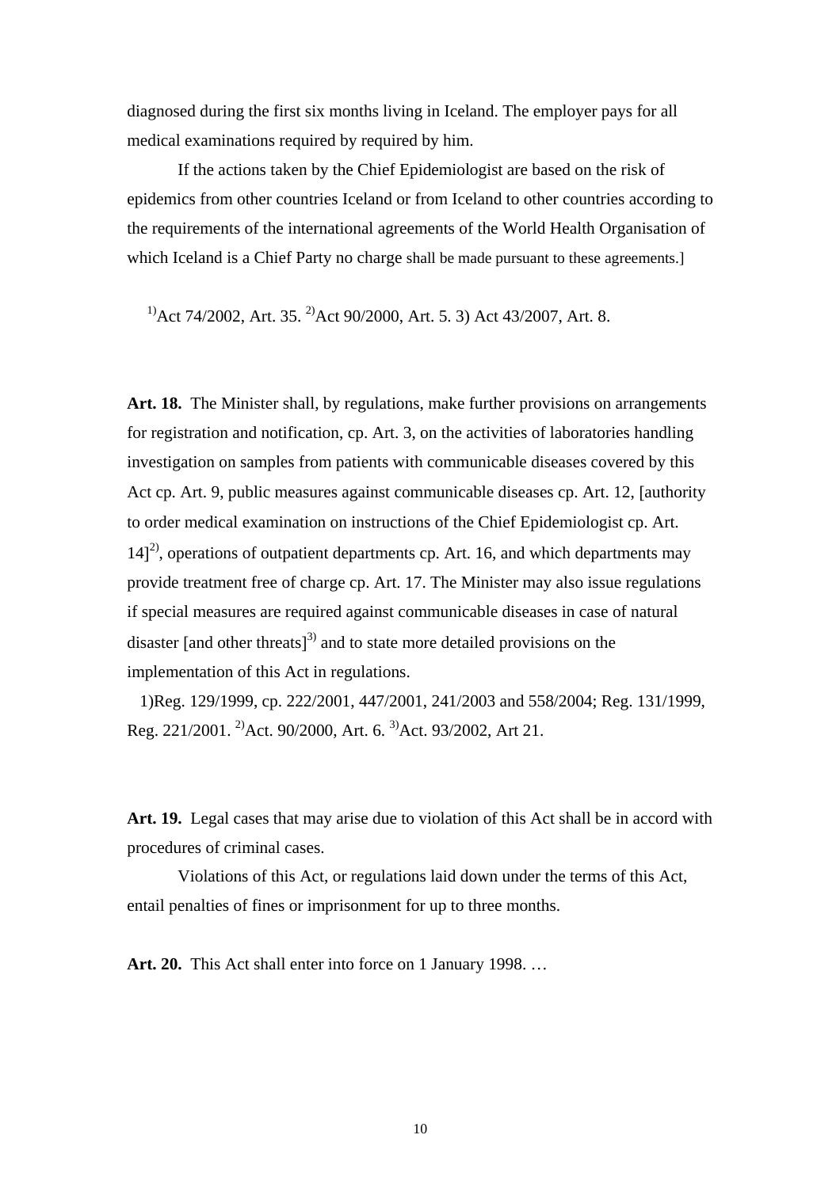diagnosed during the first six months living in Iceland. The employer pays for all medical examinations required by required by him.

If the actions taken by the Chief Epidemiologist are based on the risk of epidemics from other countries Iceland or from Iceland to other countries according to the requirements of the international agreements of the World Health Organisation of which Iceland is a Chief Party no charge shall be made pursuant to these agreements.]

[1)]Act 74/2002, Art. 35. [2)]Act 90/2000, Art. 5. 3) Act 43/2007, Art. 8.

**Art. 18.** The Minister shall, by regulations, make further provisions on arrangements for registration and notification, cp. Art. 3, on the activities of laboratories handling investigation on samples from patients with communicable diseases covered by this Act cp. Art. 9, public measures against communicable diseases cp. Art. 12, [authority to order medical examination on instructions of the Chief Epidemiologist cp. Art. 14][2)], operations of outpatient departments cp. Art. 16, and which departments may provide treatment free of charge cp. Art. 17. The Minister may also issue regulations if special measures are required against communicable diseases in case of natural disaster [and other threats][3)] and to state more detailed provisions on the implementation of this Act in regulations.

1)Reg. 129/1999, cp. 222/2001, 447/2001, 241/2003 and 558/2004; Reg. 131/1999, Reg. 221/2001. [2)]Act. 90/2000, Art. 6. [3)]Act. 93/2002, Art 21.

**Art. 19.** Legal cases that may arise due to violation of this Act shall be in accord with procedures of criminal cases.

Violations of this Act, or regulations laid down under the terms of this Act, entail penalties of fines or imprisonment for up to three months.

**Art. 20.** This Act shall enter into force on 1 January 1998. …